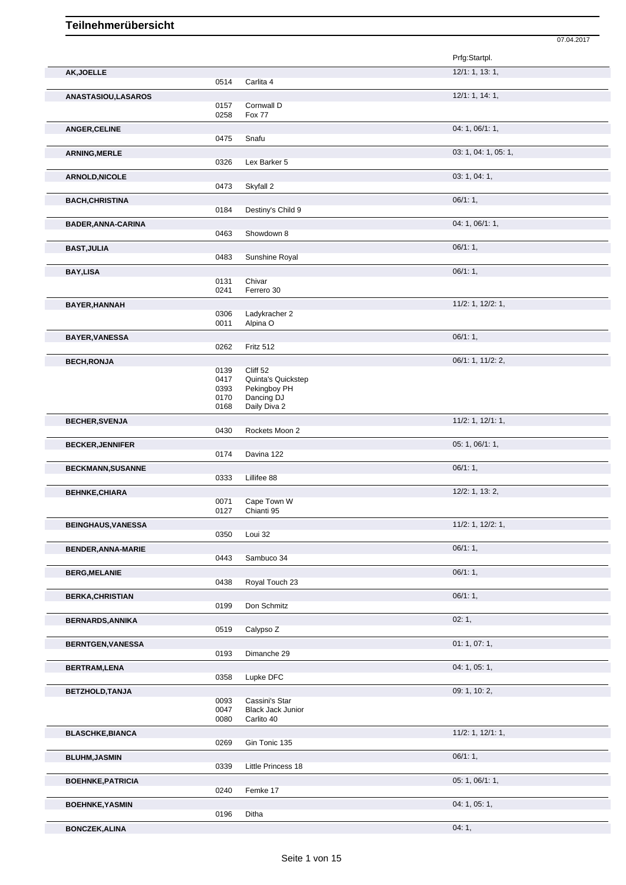# Teilnehmerübersicht

07.04.2017

| Teilnehmer | Nr. | Pferd | Prfg:Startpl. |
|---|---|---|---|
| **AK,JOELLE** | | | 12/1: 1, 13: 1, |
| | 0514 | Carlita 4 | |
| **ANASTASIOU,LASAROS** | | | 12/1: 1, 14: 1, |
| | 0157 | Cornwall D | |
| | 0258 | Fox 77 | |
| **ANGER,CELINE** | | | 04: 1, 06/1: 1, |
| | 0475 | Snafu | |
| **ARNING,MERLE** | | | 03: 1, 04: 1, 05: 1, |
| | 0326 | Lex Barker 5 | |
| **ARNOLD,NICOLE** | | | 03: 1, 04: 1, |
| | 0473 | Skyfall 2 | |
| **BACH,CHRISTINA** | | | 06/1: 1, |
| | 0184 | Destiny's Child 9 | |
| **BADER,ANNA-CARINA** | | | 04: 1, 06/1: 1, |
| | 0463 | Showdown 8 | |
| **BAST,JULIA** | | | 06/1: 1, |
| | 0483 | Sunshine Royal | |
| **BAY,LISA** | | | 06/1: 1, |
| | 0131 | Chivar | |
| | 0241 | Ferrero 30 | |
| **BAYER,HANNAH** | | | 11/2: 1, 12/2: 1, |
| | 0306 | Ladykracher 2 | |
| | 0011 | Alpina O | |
| **BAYER,VANESSA** | | | 06/1: 1, |
| | 0262 | Fritz 512 | |
| **BECH,RONJA** | | | 06/1: 1, 11/2: 2, |
| | 0139 | Cliff 52 | |
| | 0417 | Quinta's Quickstep | |
| | 0393 | Pekingboy PH | |
| | 0170 | Dancing DJ | |
| | 0168 | Daily Diva 2 | |
| **BECHER,SVENJA** | | | 11/2: 1, 12/1: 1, |
| | 0430 | Rockets Moon 2 | |
| **BECKER,JENNIFER** | | | 05: 1, 06/1: 1, |
| | 0174 | Davina 122 | |
| **BECKMANN,SUSANNE** | | | 06/1: 1, |
| | 0333 | Lillifee 88 | |
| **BEHNKE,CHIARA** | | | 12/2: 1, 13: 2, |
| | 0071 | Cape Town W | |
| | 0127 | Chianti 95 | |
| **BEINGHAUS,VANESSA** | | | 11/2: 1, 12/2: 1, |
| | 0350 | Loui 32 | |
| **BENDER,ANNA-MARIE** | | | 06/1: 1, |
| | 0443 | Sambuco 34 | |
| **BERG,MELANIE** | | | 06/1: 1, |
| | 0438 | Royal Touch 23 | |
| **BERKA,CHRISTIAN** | | | 06/1: 1, |
| | 0199 | Don Schmitz | |
| **BERNARDS,ANNIKA** | | | 02: 1, |
| | 0519 | Calypso Z | |
| **BERNTGEN,VANESSA** | | | 01: 1, 07: 1, |
| | 0193 | Dimanche 29 | |
| **BERTRAM,LENA** | | | 04: 1, 05: 1, |
| | 0358 | Lupke DFC | |
| **BETZHOLD,TANJA** | | | 09: 1, 10: 2, |
| | 0093 | Cassini's Star | |
| | 0047 | Black Jack Junior | |
| | 0080 | Carlito 40 | |
| **BLASCHKE,BIANCA** | | | 11/2: 1, 12/1: 1, |
| | 0269 | Gin Tonic 135 | |
| **BLUHM,JASMIN** | | | 06/1: 1, |
| | 0339 | Little Princess 18 | |
| **BOEHNKE,PATRICIA** | | | 05: 1, 06/1: 1, |
| | 0240 | Femke 17 | |
| **BOEHNKE,YASMIN** | | | 04: 1, 05: 1, |
| | 0196 | Ditha | |
| **BONCZEK,ALINA** | | | 04: 1, |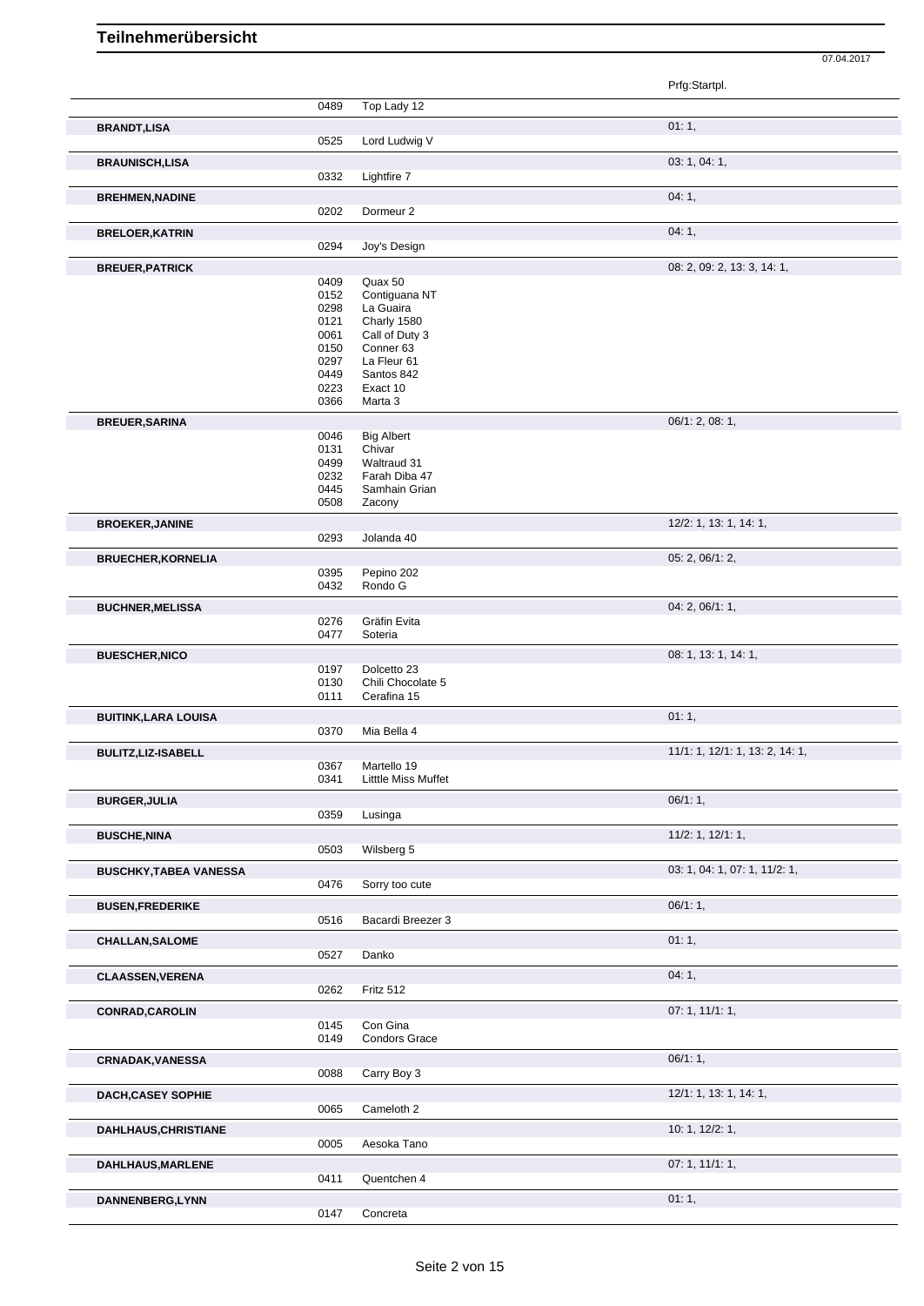# Teilnehmerübersicht

07.04.2017

| Name | Nr. | Pferd | Prfg:Startpl. |
|---|---|---|---|
| | 0489 | Top Lady 12 | |
| **BRANDT,LISA** | | | 01: 1, |
| | 0525 | Lord Ludwig V | |
| **BRAUNISCH,LISA** | | | 03: 1, 04: 1, |
| | 0332 | Lightfire 7 | |
| **BREHMEN,NADINE** | | | 04: 1, |
| | 0202 | Dormeur 2 | |
| **BRELOER,KATRIN** | | | 04: 1, |
| | 0294 | Joy's Design | |
| **BREUER,PATRICK** | | | 08: 2, 09: 2, 13: 3, 14: 1, |
| | 0409 | Quax 50 | |
| | 0152 | Contiguana NT | |
| | 0298 | La Guaira | |
| | 0121 | Charly 1580 | |
| | 0061 | Call of Duty 3 | |
| | 0150 | Conner 63 | |
| | 0297 | La Fleur 61 | |
| | 0449 | Santos 842 | |
| | 0223 | Exact 10 | |
| | 0366 | Marta 3 | |
| **BREUER,SARINA** | | | 06/1: 2, 08: 1, |
| | 0046 | Big Albert | |
| | 0131 | Chivar | |
| | 0499 | Waltraud 31 | |
| | 0232 | Farah Diba 47 | |
| | 0445 | Samhain Grian | |
| | 0508 | Zacony | |
| **BROEKER,JANINE** | | | 12/2: 1, 13: 1, 14: 1, |
| | 0293 | Jolanda 40 | |
| **BRUECHER,KORNELIA** | | | 05: 2, 06/1: 2, |
| | 0395 | Pepino 202 | |
| | 0432 | Rondo G | |
| **BUCHNER,MELISSA** | | | 04: 2, 06/1: 1, |
| | 0276 | Gräfin Evita | |
| | 0477 | Soteria | |
| **BUESCHER,NICO** | | | 08: 1, 13: 1, 14: 1, |
| | 0197 | Dolcetto 23 | |
| | 0130 | Chili Chocolate 5 | |
| | 0111 | Cerafina 15 | |
| **BUITINK,LARA LOUISA** | | | 01: 1, |
| | 0370 | Mia Bella 4 | |
| **BULITZ,LIZ-ISABELL** | | | 11/1: 1, 12/1: 1, 13: 2, 14: 1, |
| | 0367 | Martello 19 | |
| | 0341 | Litttle Miss Muffet | |
| **BURGER,JULIA** | | | 06/1: 1, |
| | 0359 | Lusinga | |
| **BUSCHE,NINA** | | | 11/2: 1, 12/1: 1, |
| | 0503 | Wilsberg 5 | |
| **BUSCHKY,TABEA VANESSA** | | | 03: 1, 04: 1, 07: 1, 11/2: 1, |
| | 0476 | Sorry too cute | |
| **BUSEN,FREDERIKE** | | | 06/1: 1, |
| | 0516 | Bacardi Breezer 3 | |
| **CHALLAN,SALOME** | | | 01: 1, |
| | 0527 | Danko | |
| **CLAASSEN,VERENA** | | | 04: 1, |
| | 0262 | Fritz 512 | |
| **CONRAD,CAROLIN** | | | 07: 1, 11/1: 1, |
| | 0145 | Con Gina | |
| | 0149 | Condors Grace | |
| **CRNADAK,VANESSA** | | | 06/1: 1, |
| | 0088 | Carry Boy 3 | |
| **DACH,CASEY SOPHIE** | | | 12/1: 1, 13: 1, 14: 1, |
| | 0065 | Cameloth 2 | |
| **DAHLHAUS,CHRISTIANE** | | | 10: 1, 12/2: 1, |
| | 0005 | Aesoka Tano | |
| **DAHLHAUS,MARLENE** | | | 07: 1, 11/1: 1, |
| | 0411 | Quentchen 4 | |
| **DANNENBERG,LYNN** | | | 01: 1, |
| | 0147 | Concreta | |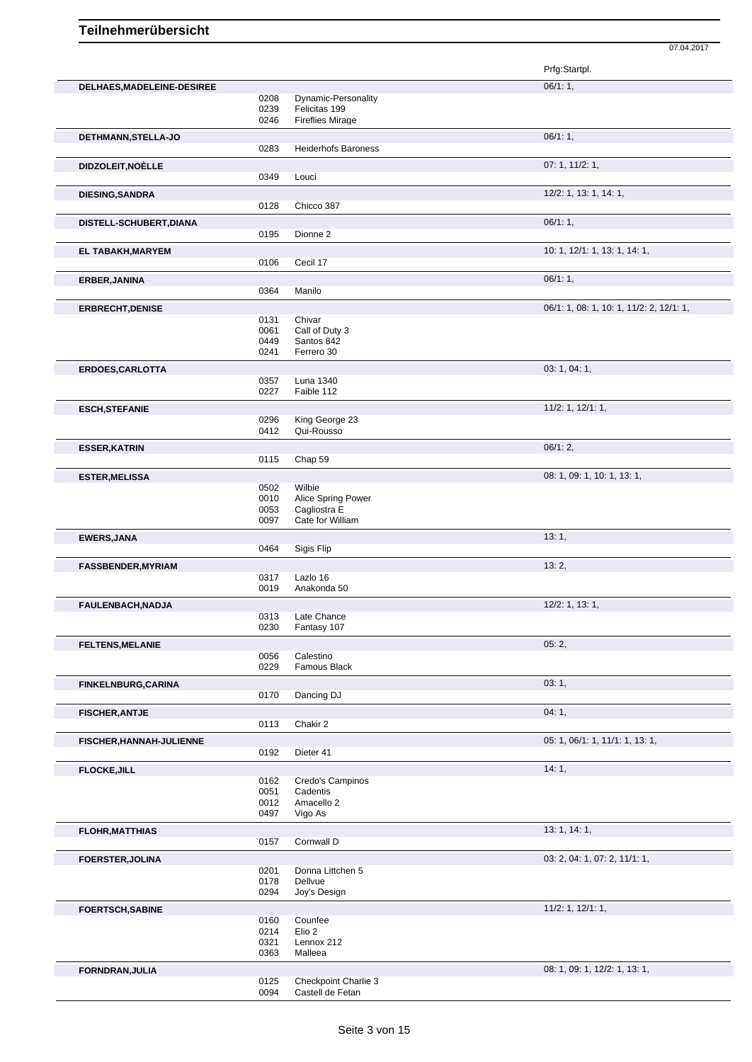# Teilnehmerübersicht

07.04.2017

| | | | Prfg:Startpl. |
|---|---|---|---|
| **DELHAES,MADELEINE-DESIREE** | | | 06/1: 1, |
| | 0208 | Dynamic-Personality | |
| | 0239 | Felicitas 199 | |
| | 0246 | Fireflies Mirage | |
| **DETHMANN,STELLA-JO** | | | 06/1: 1, |
| | 0283 | Heiderhofs Baroness | |
| **DIDZOLEIT,NOÈLLE** | | | 07: 1, 11/2: 1, |
| | 0349 | Louci | |
| **DIESING,SANDRA** | | | 12/2: 1, 13: 1, 14: 1, |
| | 0128 | Chicco 387 | |
| **DISTELL-SCHUBERT,DIANA** | | | 06/1: 1, |
| | 0195 | Dionne 2 | |
| **EL TABAKH,MARYEM** | | | 10: 1, 12/1: 1, 13: 1, 14: 1, |
| | 0106 | Cecil 17 | |
| **ERBER,JANINA** | | | 06/1: 1, |
| | 0364 | Manilo | |
| **ERBRECHT,DENISE** | | | 06/1: 1, 08: 1, 10: 1, 11/2: 2, 12/1: 1, |
| | 0131 | Chivar | |
| | 0061 | Call of Duty 3 | |
| | 0449 | Santos 842 | |
| | 0241 | Ferrero 30 | |
| **ERDOES,CARLOTTA** | | | 03: 1, 04: 1, |
| | 0357 | Luna 1340 | |
| | 0227 | Faible 112 | |
| **ESCH,STEFANIE** | | | 11/2: 1, 12/1: 1, |
| | 0296 | King George 23 | |
| | 0412 | Qui-Rousso | |
| **ESSER,KATRIN** | | | 06/1: 2, |
| | 0115 | Chap 59 | |
| **ESTER,MELISSA** | | | 08: 1, 09: 1, 10: 1, 13: 1, |
| | 0502 | Wilbie | |
| | 0010 | Alice Spring Power | |
| | 0053 | Cagliostra E | |
| | 0097 | Cate for William | |
| **EWERS,JANA** | | | 13: 1, |
| | 0464 | Sigis Flip | |
| **FASSBENDER,MYRIAM** | | | 13: 2, |
| | 0317 | Lazlo 16 | |
| | 0019 | Anakonda 50 | |
| **FAULENBACH,NADJA** | | | 12/2: 1, 13: 1, |
| | 0313 | Late Chance | |
| | 0230 | Fantasy 107 | |
| **FELTENS,MELANIE** | | | 05: 2, |
| | 0056 | Calestino | |
| | 0229 | Famous Black | |
| **FINKELNBURG,CARINA** | | | 03: 1, |
| | 0170 | Dancing DJ | |
| **FISCHER,ANTJE** | | | 04: 1, |
| | 0113 | Chakir 2 | |
| **FISCHER,HANNAH-JULIENNE** | | | 05: 1, 06/1: 1, 11/1: 1, 13: 1, |
| | 0192 | Dieter 41 | |
| **FLOCKE,JILL** | | | 14: 1, |
| | 0162 | Credo's Campinos | |
| | 0051 | Cadentis | |
| | 0012 | Amacello 2 | |
| | 0497 | Vigo As | |
| **FLOHR,MATTHIAS** | | | 13: 1, 14: 1, |
| | 0157 | Cornwall D | |
| **FOERSTER,JOLINA** | | | 03: 2, 04: 1, 07: 2, 11/1: 1, |
| | 0201 | Donna Littchen 5 | |
| | 0178 | Dellvue | |
| | 0294 | Joy's Design | |
| **FOERTSCH,SABINE** | | | 11/2: 1, 12/1: 1, |
| | 0160 | Counfee | |
| | 0214 | Elio 2 | |
| | 0321 | Lennox 212 | |
| | 0363 | Malleea | |
| **FORNDRAN,JULIA** | | | 08: 1, 09: 1, 12/2: 1, 13: 1, |
| | 0125 | Checkpoint Charlie 3 | |
| | 0094 | Castell de Fetan | |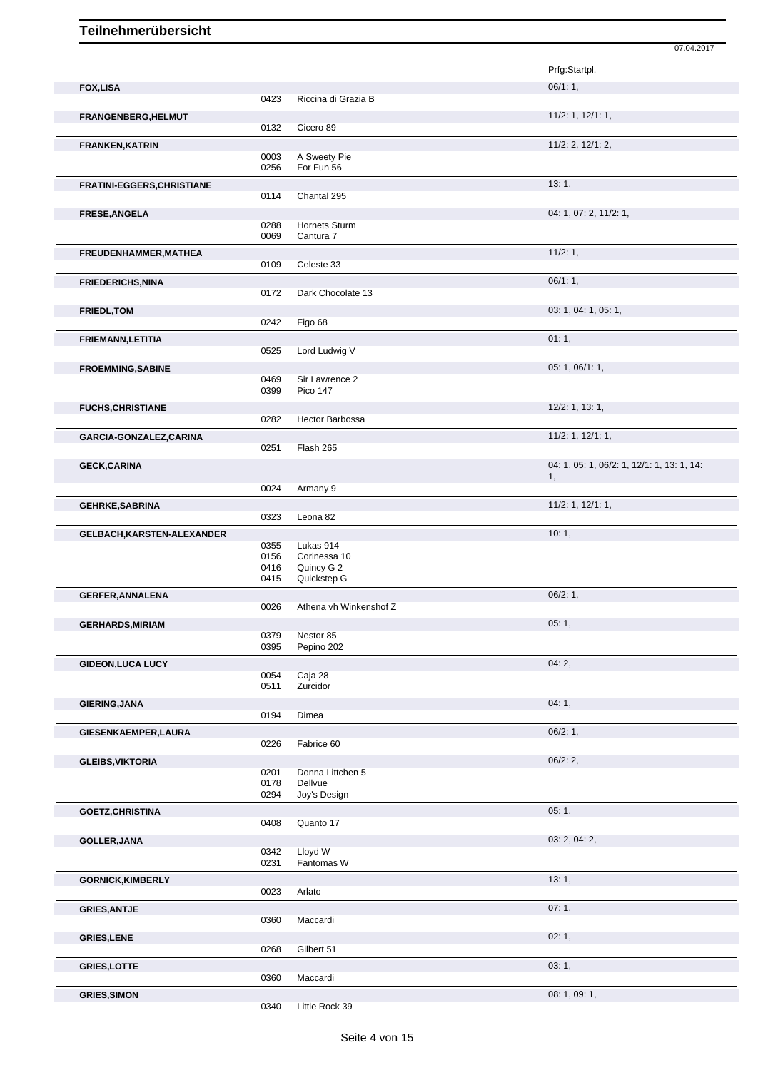# Teilnehmerübersicht

07.04.2017

| Teilnehmer | Nr. | Pferd | Prfg:Startpl. |
|---|---|---|---|
| **FOX,LISA** | | | 06/1: 1, |
| | 0423 | Riccina di Grazia B | |
| **FRANGENBERG,HELMUT** | | | 11/2: 1, 12/1: 1, |
| | 0132 | Cicero 89 | |
| **FRANKEN,KATRIN** | | | 11/2: 2, 12/1: 2, |
| | 0003 | A Sweety Pie | |
| | 0256 | For Fun 56 | |
| **FRATINI-EGGERS,CHRISTIANE** | | | 13: 1, |
| | 0114 | Chantal 295 | |
| **FRESE,ANGELA** | | | 04: 1, 07: 2, 11/2: 1, |
| | 0288 | Hornets Sturm | |
| | 0069 | Cantura 7 | |
| **FREUDENHAMMER,MATHEA** | | | 11/2: 1, |
| | 0109 | Celeste 33 | |
| **FRIEDERICHS,NINA** | | | 06/1: 1, |
| | 0172 | Dark Chocolate 13 | |
| **FRIEDL,TOM** | | | 03: 1, 04: 1, 05: 1, |
| | 0242 | Figo 68 | |
| **FRIEMANN,LETITIA** | | | 01: 1, |
| | 0525 | Lord Ludwig V | |
| **FROEMMING,SABINE** | | | 05: 1, 06/1: 1, |
| | 0469 | Sir Lawrence 2 | |
| | 0399 | Pico 147 | |
| **FUCHS,CHRISTIANE** | | | 12/2: 1, 13: 1, |
| | 0282 | Hector Barbossa | |
| **GARCIA-GONZALEZ,CARINA** | | | 11/2: 1, 12/1: 1, |
| | 0251 | Flash 265 | |
| **GECK,CARINA** | | | 04: 1, 05: 1, 06/2: 1, 12/1: 1, 13: 1, 14: 1, |
| | 0024 | Armany 9 | |
| **GEHRKE,SABRINA** | | | 11/2: 1, 12/1: 1, |
| | 0323 | Leona 82 | |
| **GELBACH,KARSTEN-ALEXANDER** | | | 10: 1, |
| | 0355 | Lukas 914 | |
| | 0156 | Corinessa 10 | |
| | 0416 | Quincy G 2 | |
| | 0415 | Quickstep G | |
| **GERFER,ANNALENA** | | | 06/2: 1, |
| | 0026 | Athena vh Winkenshof Z | |
| **GERHARDS,MIRIAM** | | | 05: 1, |
| | 0379 | Nestor 85 | |
| | 0395 | Pepino 202 | |
| **GIDEON,LUCA LUCY** | | | 04: 2, |
| | 0054 | Caja 28 | |
| | 0511 | Zurcidor | |
| **GIERING,JANA** | | | 04: 1, |
| | 0194 | Dimea | |
| **GIESENKAEMPER,LAURA** | | | 06/2: 1, |
| | 0226 | Fabrice 60 | |
| **GLEIBS,VIKTORIA** | | | 06/2: 2, |
| | 0201 | Donna Littchen 5 | |
| | 0178 | Dellvue | |
| | 0294 | Joy's Design | |
| **GOETZ,CHRISTINA** | | | 05: 1, |
| | 0408 | Quanto 17 | |
| **GOLLER,JANA** | | | 03: 2, 04: 2, |
| | 0342 | Lloyd W | |
| | 0231 | Fantomas W | |
| **GORNICK,KIMBERLY** | | | 13: 1, |
| | 0023 | Arlato | |
| **GRIES,ANTJE** | | | 07: 1, |
| | 0360 | Maccardi | |
| **GRIES,LENE** | | | 02: 1, |
| | 0268 | Gilbert 51 | |
| **GRIES,LOTTE** | | | 03: 1, |
| | 0360 | Maccardi | |
| **GRIES,SIMON** | | | 08: 1, 09: 1, |
| | 0340 | Little Rock 39 | |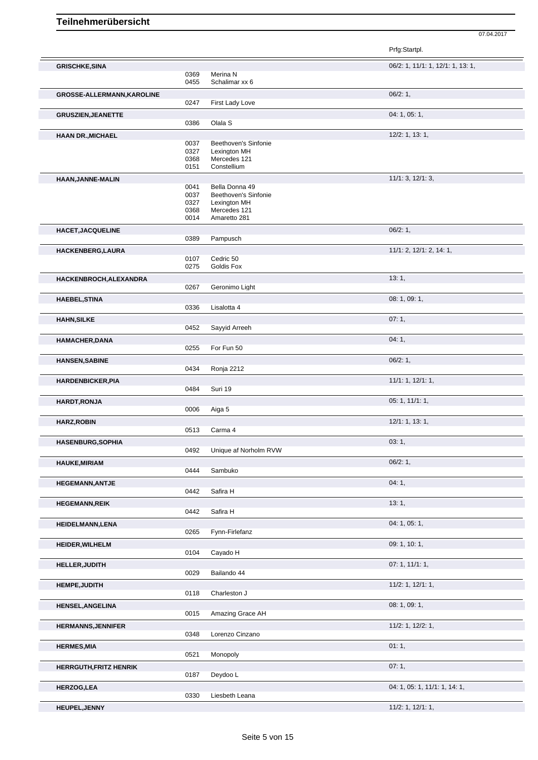# Teilnehmerübersicht

07.04.2017

| Name | Nr. | Pferd | Prfg:Startpl. |
|---|---|---|---|
| **GRISCHKE,SINA** | | | 06/2: 1, 11/1: 1, 12/1: 1, 13: 1, |
| | 0369 | Merina N | |
| | 0455 | Schalimar xx 6 | |
| **GROSSE-ALLERMANN,KAROLINE** | | | 06/2: 1, |
| | 0247 | First Lady Love | |
| **GRUSZIEN,JEANETTE** | | | 04: 1, 05: 1, |
| | 0386 | Olala S | |
| **HAAN DR.,MICHAEL** | | | 12/2: 1, 13: 1, |
| | 0037 | Beethoven's Sinfonie | |
| | 0327 | Lexington MH | |
| | 0368 | Mercedes 121 | |
| | 0151 | Constellium | |
| **HAAN,JANNE-MALIN** | | | 11/1: 3, 12/1: 3, |
| | 0041 | Bella Donna 49 | |
| | 0037 | Beethoven's Sinfonie | |
| | 0327 | Lexington MH | |
| | 0368 | Mercedes 121 | |
| | 0014 | Amaretto 281 | |
| **HACET,JACQUELINE** | | | 06/2: 1, |
| | 0389 | Pampusch | |
| **HACKENBERG,LAURA** | | | 11/1: 2, 12/1: 2, 14: 1, |
| | 0107 | Cedric 50 | |
| | 0275 | Goldis Fox | |
| **HACKENBROCH,ALEXANDRA** | | | 13: 1, |
| | 0267 | Geronimo Light | |
| **HAEBEL,STINA** | | | 08: 1, 09: 1, |
| | 0336 | Lisalotta 4 | |
| **HAHN,SILKE** | | | 07: 1, |
| | 0452 | Sayyid Arreeh | |
| **HAMACHER,DANA** | | | 04: 1, |
| | 0255 | For Fun 50 | |
| **HANSEN,SABINE** | | | 06/2: 1, |
| | 0434 | Ronja 2212 | |
| **HARDENBICKER,PIA** | | | 11/1: 1, 12/1: 1, |
| | 0484 | Suri 19 | |
| **HARDT,RONJA** | | | 05: 1, 11/1: 1, |
| | 0006 | Aiga 5 | |
| **HARZ,ROBIN** | | | 12/1: 1, 13: 1, |
| | 0513 | Carma 4 | |
| **HASENBURG,SOPHIA** | | | 03: 1, |
| | 0492 | Unique af Norholm RVW | |
| **HAUKE,MIRIAM** | | | 06/2: 1, |
| | 0444 | Sambuko | |
| **HEGEMANN,ANTJE** | | | 04: 1, |
| | 0442 | Safira H | |
| **HEGEMANN,REIK** | | | 13: 1, |
| | 0442 | Safira H | |
| **HEIDELMANN,LENA** | | | 04: 1, 05: 1, |
| | 0265 | Fynn-Firlefanz | |
| **HEIDER,WILHELM** | | | 09: 1, 10: 1, |
| | 0104 | Cayado H | |
| **HELLER,JUDITH** | | | 07: 1, 11/1: 1, |
| | 0029 | Bailando 44 | |
| **HEMPE,JUDITH** | | | 11/2: 1, 12/1: 1, |
| | 0118 | Charleston J | |
| **HENSEL,ANGELINA** | | | 08: 1, 09: 1, |
| | 0015 | Amazing Grace AH | |
| **HERMANNS,JENNIFER** | | | 11/2: 1, 12/2: 1, |
| | 0348 | Lorenzo Cinzano | |
| **HERMES,MIA** | | | 01: 1, |
| | 0521 | Monopoly | |
| **HERRGUTH,FRITZ HENRIK** | | | 07: 1, |
| | 0187 | Deydoo L | |
| **HERZOG,LEA** | | | 04: 1, 05: 1, 11/1: 1, 14: 1, |
| | 0330 | Liesbeth Leana | |
| **HEUPEL,JENNY** | | | 11/2: 1, 12/1: 1, |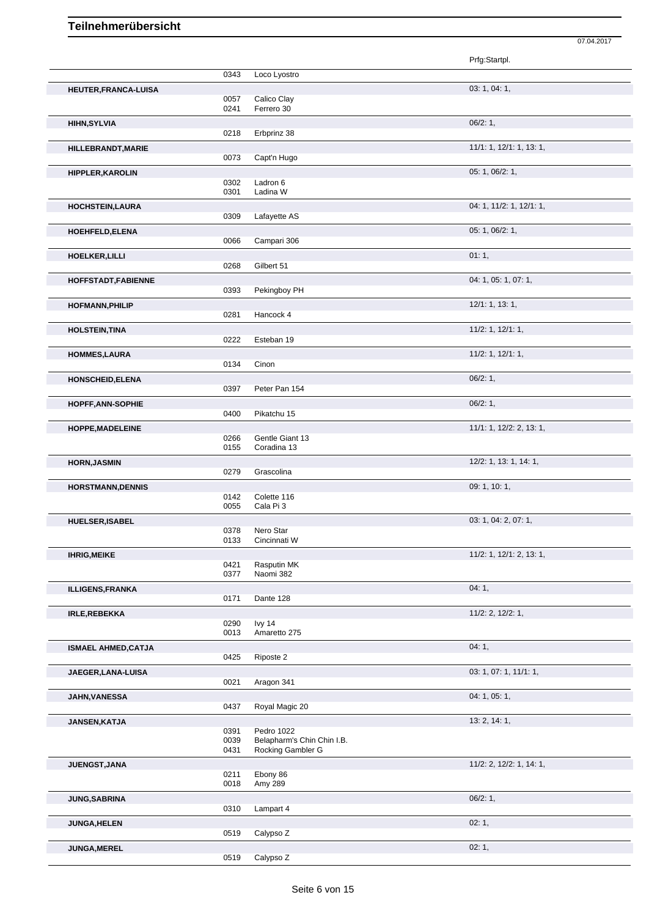# Teilnehmerübersicht

07.04.2017

| | | | Prfg:Startpl. |
|---|---|---|---|
| | 0343 | Loco Lyostro | |
| **HEUTER,FRANCA-LUISA** | | | 03: 1, 04: 1, |
| | 0057 | Calico Clay | |
| | 0241 | Ferrero 30 | |
| **HIHN,SYLVIA** | | | 06/2: 1, |
| | 0218 | Erbprinz 38 | |
| **HILLEBRANDT,MARIE** | | | 11/1: 1, 12/1: 1, 13: 1, |
| | 0073 | Capt'n Hugo | |
| **HIPPLER,KAROLIN** | | | 05: 1, 06/2: 1, |
| | 0302 | Ladron 6 | |
| | 0301 | Ladina W | |
| **HOCHSTEIN,LAURA** | | | 04: 1, 11/2: 1, 12/1: 1, |
| | 0309 | Lafayette AS | |
| **HOEHFELD,ELENA** | | | 05: 1, 06/2: 1, |
| | 0066 | Campari 306 | |
| **HOELKER,LILLI** | | | 01: 1, |
| | 0268 | Gilbert 51 | |
| **HOFFSTADT,FABIENNE** | | | 04: 1, 05: 1, 07: 1, |
| | 0393 | Pekingboy PH | |
| **HOFMANN,PHILIP** | | | 12/1: 1, 13: 1, |
| | 0281 | Hancock 4 | |
| **HOLSTEIN,TINA** | | | 11/2: 1, 12/1: 1, |
| | 0222 | Esteban 19 | |
| **HOMMES,LAURA** | | | 11/2: 1, 12/1: 1, |
| | 0134 | Cinon | |
| **HONSCHEID,ELENA** | | | 06/2: 1, |
| | 0397 | Peter Pan 154 | |
| **HOPFF,ANN-SOPHIE** | | | 06/2: 1, |
| | 0400 | Pikatchu 15 | |
| **HOPPE,MADELEINE** | | | 11/1: 1, 12/2: 2, 13: 1, |
| | 0266 | Gentle Giant 13 | |
| | 0155 | Coradina 13 | |
| **HORN,JASMIN** | | | 12/2: 1, 13: 1, 14: 1, |
| | 0279 | Grascolina | |
| **HORSTMANN,DENNIS** | | | 09: 1, 10: 1, |
| | 0142 | Colette 116 | |
| | 0055 | Cala Pi 3 | |
| **HUELSER,ISABEL** | | | 03: 1, 04: 2, 07: 1, |
| | 0378 | Nero Star | |
| | 0133 | Cincinnati W | |
| **IHRIG,MEIKE** | | | 11/2: 1, 12/1: 2, 13: 1, |
| | 0421 | Rasputin MK | |
| | 0377 | Naomi 382 | |
| **ILLIGENS,FRANKA** | | | 04: 1, |
| | 0171 | Dante 128 | |
| **IRLE,REBEKKA** | | | 11/2: 2, 12/2: 1, |
| | 0290 | Ivy 14 | |
| | 0013 | Amaretto 275 | |
| **ISMAEL AHMED,CATJA** | | | 04: 1, |
| | 0425 | Riposte 2 | |
| **JAEGER,LANA-LUISA** | | | 03: 1, 07: 1, 11/1: 1, |
| | 0021 | Aragon 341 | |
| **JAHN,VANESSA** | | | 04: 1, 05: 1, |
| | 0437 | Royal Magic 20 | |
| **JANSEN,KATJA** | | | 13: 2, 14: 1, |
| | 0391 | Pedro 1022 | |
| | 0039 | Belapharm's Chin Chin I.B. | |
| | 0431 | Rocking Gambler G | |
| **JUENGST,JANA** | | | 11/2: 2, 12/2: 1, 14: 1, |
| | 0211 | Ebony 86 | |
| | 0018 | Amy 289 | |
| **JUNG,SABRINA** | | | 06/2: 1, |
| | 0310 | Lampart 4 | |
| **JUNGA,HELEN** | | | 02: 1, |
| | 0519 | Calypso Z | |
| **JUNGA,MEREL** | | | 02: 1, |
| | 0519 | Calypso Z | |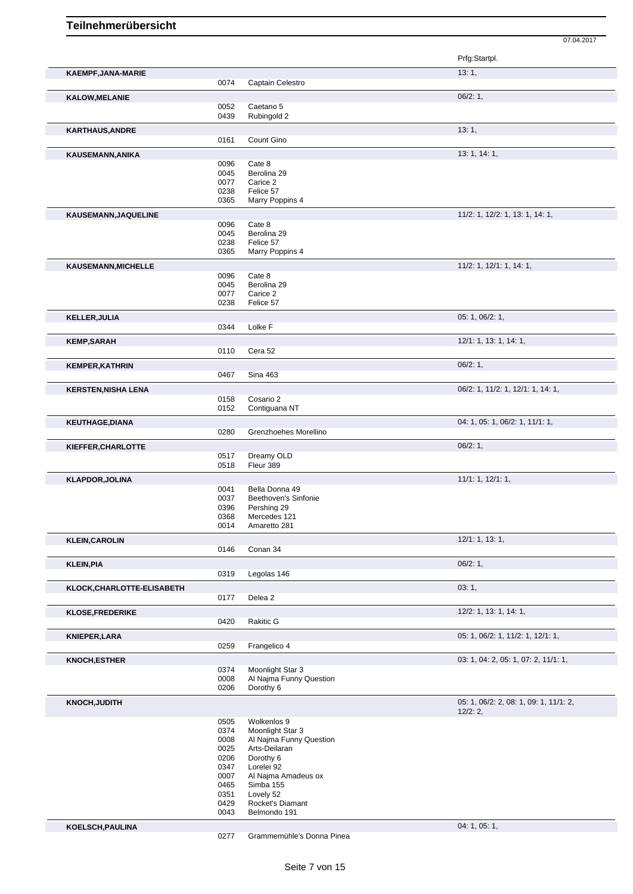# Teilnehmerübersicht

07.04.2017

| Name | Nr. | Pferd | Prfg:Startpl. |
|---|---|---|---|
| **KAEMPF,JANA-MARIE** | | | 13: 1, |
| | 0074 | Captain Celestro | |
| **KALOW,MELANIE** | | | 06/2: 1, |
| | 0052 | Caetano 5 | |
| | 0439 | Rubingold 2 | |
| **KARTHAUS,ANDRE** | | | 13: 1, |
| | 0161 | Count Gino | |
| **KAUSEMANN,ANIKA** | | | 13: 1, 14: 1, |
| | 0096 | Cate 8 | |
| | 0045 | Berolina 29 | |
| | 0077 | Carice 2 | |
| | 0238 | Felice 57 | |
| | 0365 | Marry Poppins 4 | |
| **KAUSEMANN,JAQUELINE** | | | 11/2: 1, 12/2: 1, 13: 1, 14: 1, |
| | 0096 | Cate 8 | |
| | 0045 | Berolina 29 | |
| | 0238 | Felice 57 | |
| | 0365 | Marry Poppins 4 | |
| **KAUSEMANN,MICHELLE** | | | 11/2: 1, 12/1: 1, 14: 1, |
| | 0096 | Cate 8 | |
| | 0045 | Berolina 29 | |
| | 0077 | Carice 2 | |
| | 0238 | Felice 57 | |
| **KELLER,JULIA** | | | 05: 1, 06/2: 1, |
| | 0344 | Lolke F | |
| **KEMP,SARAH** | | | 12/1: 1, 13: 1, 14: 1, |
| | 0110 | Cera 52 | |
| **KEMPER,KATHRIN** | | | 06/2: 1, |
| | 0467 | Sina 463 | |
| **KERSTEN,NISHA LENA** | | | 06/2: 1, 11/2: 1, 12/1: 1, 14: 1, |
| | 0158 | Cosario 2 | |
| | 0152 | Contiguana NT | |
| **KEUTHAGE,DIANA** | | | 04: 1, 05: 1, 06/2: 1, 11/1: 1, |
| | 0280 | Grenzhoehes Morellino | |
| **KIEFFER,CHARLOTTE** | | | 06/2: 1, |
| | 0517 | Dreamy OLD | |
| | 0518 | Fleur 389 | |
| **KLAPDOR,JOLINA** | | | 11/1: 1, 12/1: 1, |
| | 0041 | Bella Donna 49 | |
| | 0037 | Beethoven's Sinfonie | |
| | 0396 | Pershing 29 | |
| | 0368 | Mercedes 121 | |
| | 0014 | Amaretto 281 | |
| **KLEIN,CAROLIN** | | | 12/1: 1, 13: 1, |
| | 0146 | Conan 34 | |
| **KLEIN,PIA** | | | 06/2: 1, |
| | 0319 | Legolas 146 | |
| **KLOCK,CHARLOTTE-ELISABETH** | | | 03: 1, |
| | 0177 | Delea 2 | |
| **KLOSE,FREDERIKE** | | | 12/2: 1, 13: 1, 14: 1, |
| | 0420 | Rakitic G | |
| **KNIEPER,LARA** | | | 05: 1, 06/2: 1, 11/2: 1, 12/1: 1, |
| | 0259 | Frangelico 4 | |
| **KNOCH,ESTHER** | | | 03: 1, 04: 2, 05: 1, 07: 2, 11/1: 1, |
| | 0374 | Moonlight Star 3 | |
| | 0008 | Al Najma Funny Question | |
| | 0206 | Dorothy 6 | |
| **KNOCH,JUDITH** | | | 05: 1, 06/2: 2, 08: 1, 09: 1, 11/1: 2, 12/2: 2, |
| | 0505 | Wolkenlos 9 | |
| | 0374 | Moonlight Star 3 | |
| | 0008 | Al Najma Funny Question | |
| | 0025 | Arts-Deilaran | |
| | 0206 | Dorothy 6 | |
| | 0347 | Lorelei 92 | |
| | 0007 | Al Najma Amadeus ox | |
| | 0465 | Simba 155 | |
| | 0351 | Lovely 52 | |
| | 0429 | Rocket's Diamant | |
| | 0043 | Belmondo 191 | |
| **KOELSCH,PAULINA** | | | 04: 1, 05: 1, |
| | 0277 | Grammemühle's Donna Pinea | |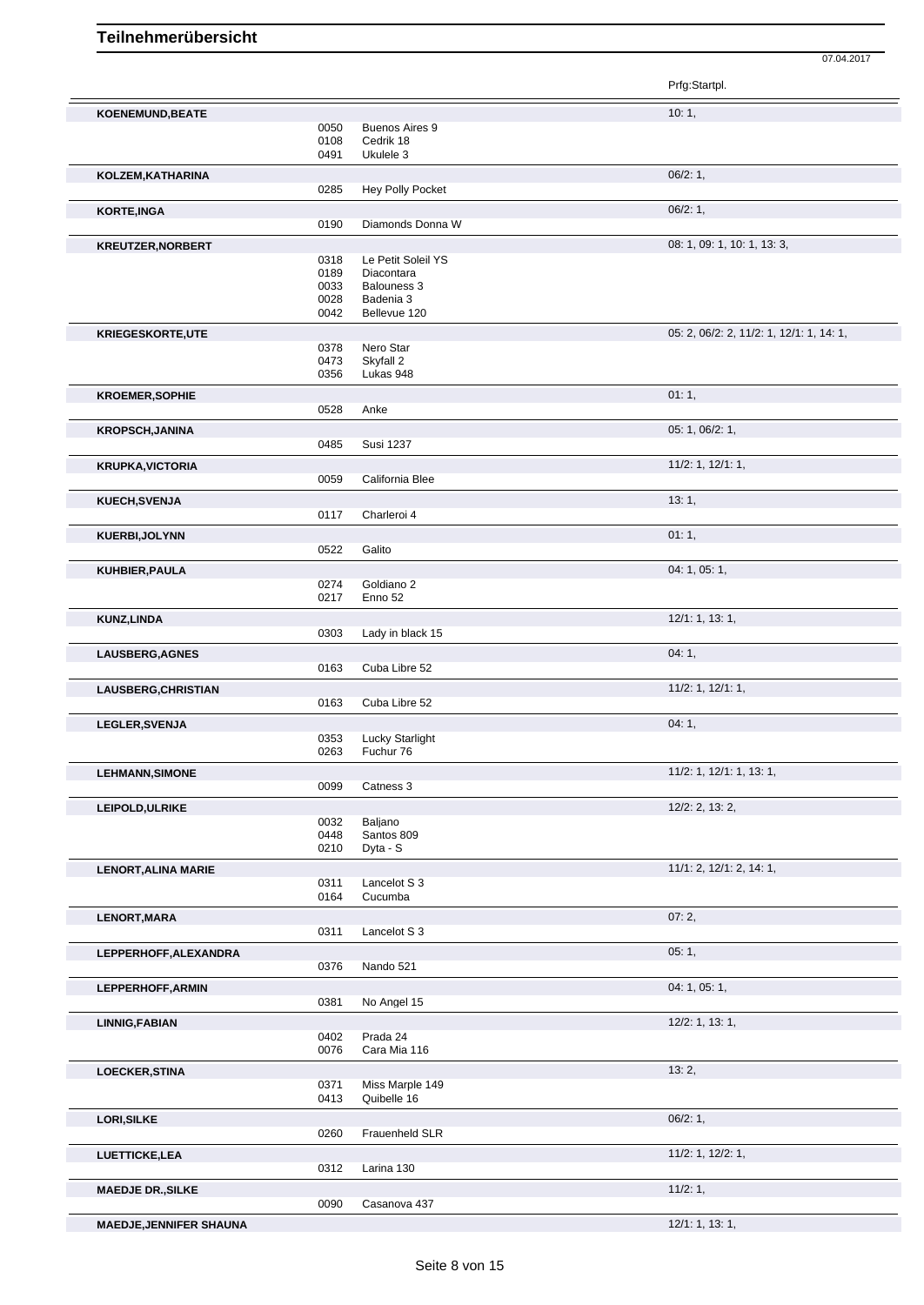# Teilnehmerübersicht

07.04.2017

| Name | Nr. | Pferd | Prfg:Startpl. |
|---|---|---|---|
| **KOENEMUND,BEATE** | | | 10: 1, |
| | 0050 | Buenos Aires 9 | |
| | 0108 | Cedrik 18 | |
| | 0491 | Ukulele 3 | |
| **KOLZEM,KATHARINA** | | | 06/2: 1, |
| | 0285 | Hey Polly Pocket | |
| **KORTE,INGA** | | | 06/2: 1, |
| | 0190 | Diamonds Donna W | |
| **KREUTZER,NORBERT** | | | 08: 1, 09: 1, 10: 1, 13: 3, |
| | 0318 | Le Petit Soleil YS | |
| | 0189 | Diacontara | |
| | 0033 | Balouness 3 | |
| | 0028 | Badenia 3 | |
| | 0042 | Bellevue 120 | |
| **KRIEGESKORTE,UTE** | | | 05: 2, 06/2: 2, 11/2: 1, 12/1: 1, 14: 1, |
| | 0378 | Nero Star | |
| | 0473 | Skyfall 2 | |
| | 0356 | Lukas 948 | |
| **KROEMER,SOPHIE** | | | 01: 1, |
| | 0528 | Anke | |
| **KROPSCH,JANINA** | | | 05: 1, 06/2: 1, |
| | 0485 | Susi 1237 | |
| **KRUPKA,VICTORIA** | | | 11/2: 1, 12/1: 1, |
| | 0059 | California Blee | |
| **KUECH,SVENJA** | | | 13: 1, |
| | 0117 | Charleroi 4 | |
| **KUERBI,JOLYNN** | | | 01: 1, |
| | 0522 | Galito | |
| **KUHBIER,PAULA** | | | 04: 1, 05: 1, |
| | 0274 | Goldiano 2 | |
| | 0217 | Enno 52 | |
| **KUNZ,LINDA** | | | 12/1: 1, 13: 1, |
| | 0303 | Lady in black 15 | |
| **LAUSBERG,AGNES** | | | 04: 1, |
| | 0163 | Cuba Libre 52 | |
| **LAUSBERG,CHRISTIAN** | | | 11/2: 1, 12/1: 1, |
| | 0163 | Cuba Libre 52 | |
| **LEGLER,SVENJA** | | | 04: 1, |
| | 0353 | Lucky Starlight | |
| | 0263 | Fuchur 76 | |
| **LEHMANN,SIMONE** | | | 11/2: 1, 12/1: 1, 13: 1, |
| | 0099 | Catness 3 | |
| **LEIPOLD,ULRIKE** | | | 12/2: 2, 13: 2, |
| | 0032 | Baljano | |
| | 0448 | Santos 809 | |
| | 0210 | Dyta - S | |
| **LENORT,ALINA MARIE** | | | 11/1: 2, 12/1: 2, 14: 1, |
| | 0311 | Lancelot S 3 | |
| | 0164 | Cucumba | |
| **LENORT,MARA** | | | 07: 2, |
| | 0311 | Lancelot S 3 | |
| **LEPPERHOFF,ALEXANDRA** | | | 05: 1, |
| | 0376 | Nando 521 | |
| **LEPPERHOFF,ARMIN** | | | 04: 1, 05: 1, |
| | 0381 | No Angel 15 | |
| **LINNIG,FABIAN** | | | 12/2: 1, 13: 1, |
| | 0402 | Prada 24 | |
| | 0076 | Cara Mia 116 | |
| **LOECKER,STINA** | | | 13: 2, |
| | 0371 | Miss Marple 149 | |
| | 0413 | Quibelle 16 | |
| **LORI,SILKE** | | | 06/2: 1, |
| | 0260 | Frauenheld SLR | |
| **LUETTICKE,LEA** | | | 11/2: 1, 12/2: 1, |
| | 0312 | Larina 130 | |
| **MAEDJE DR.,SILKE** | | | 11/2: 1, |
| | 0090 | Casanova 437 | |
| **MAEDJE,JENNIFER SHAUNA** | | | 12/1: 1, 13: 1, |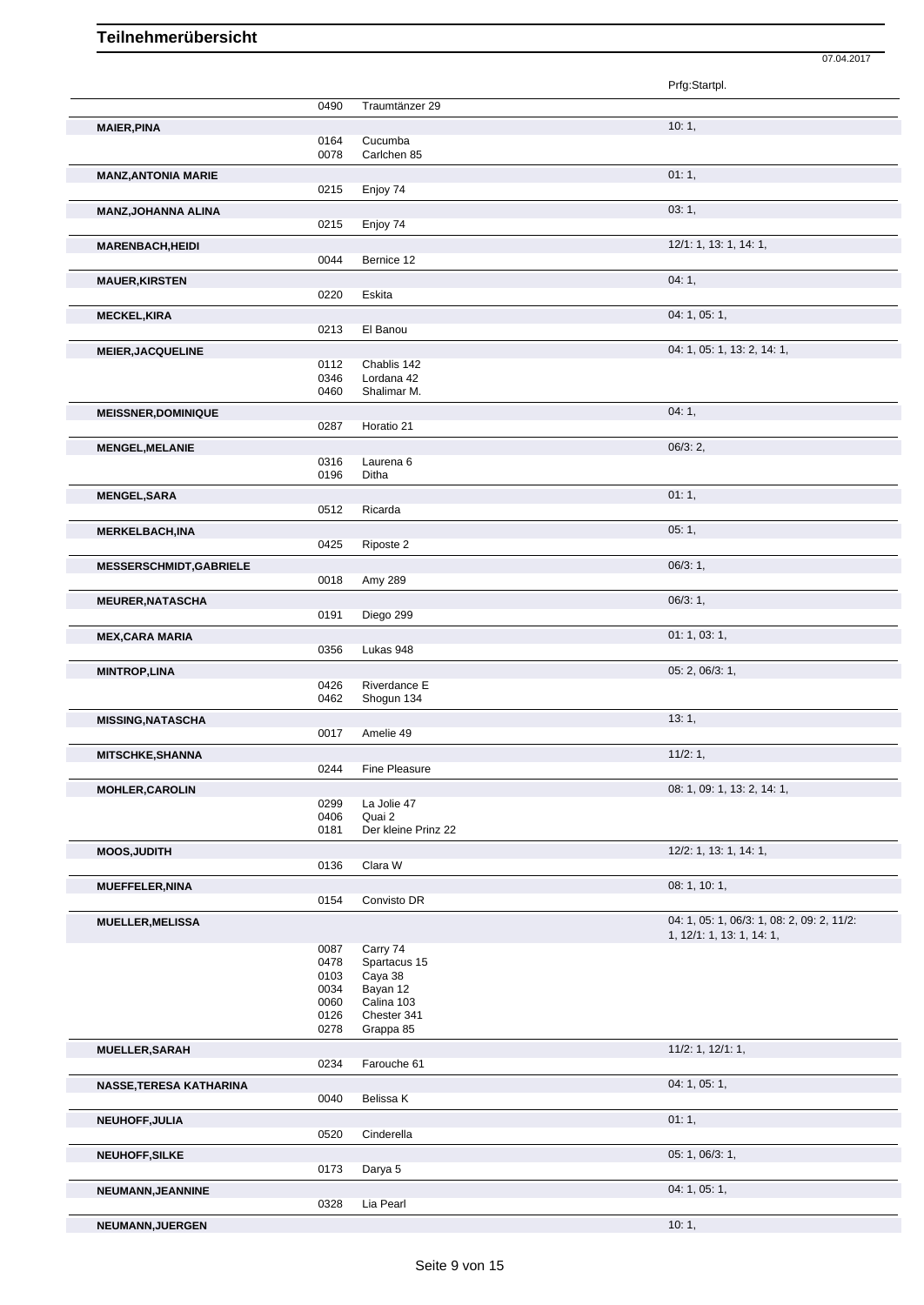# Teilnehmerübersicht

07.04.2017

| Name | Nr. | Pferd | Prfg:Startpl. |
|---|---|---|---|
| | 0490 | Traumtänzer 29 | |
| **MAIER,PINA** | | | 10: 1, |
| | 0164 | Cucumba | |
| | 0078 | Carlchen 85 | |
| **MANZ,ANTONIA MARIE** | | | 01: 1, |
| | 0215 | Enjoy 74 | |
| **MANZ,JOHANNA ALINA** | | | 03: 1, |
| | 0215 | Enjoy 74 | |
| **MARENBACH,HEIDI** | | | 12/1: 1, 13: 1, 14: 1, |
| | 0044 | Bernice 12 | |
| **MAUER,KIRSTEN** | | | 04: 1, |
| | 0220 | Eskita | |
| **MECKEL,KIRA** | | | 04: 1, 05: 1, |
| | 0213 | El Banou | |
| **MEIER,JACQUELINE** | | | 04: 1, 05: 1, 13: 2, 14: 1, |
| | 0112 | Chablis 142 | |
| | 0346 | Lordana 42 | |
| | 0460 | Shalimar M. | |
| **MEISSNER,DOMINIQUE** | | | 04: 1, |
| | 0287 | Horatio 21 | |
| **MENGEL,MELANIE** | | | 06/3: 2, |
| | 0316 | Laurena 6 | |
| | 0196 | Ditha | |
| **MENGEL,SARA** | | | 01: 1, |
| | 0512 | Ricarda | |
| **MERKELBACH,INA** | | | 05: 1, |
| | 0425 | Riposte 2 | |
| **MESSERSCHMIDT,GABRIELE** | | | 06/3: 1, |
| | 0018 | Amy 289 | |
| **MEURER,NATASCHA** | | | 06/3: 1, |
| | 0191 | Diego 299 | |
| **MEX,CARA MARIA** | | | 01: 1, 03: 1, |
| | 0356 | Lukas 948 | |
| **MINTROP,LINA** | | | 05: 2, 06/3: 1, |
| | 0426 | Riverdance E | |
| | 0462 | Shogun 134 | |
| **MISSING,NATASCHA** | | | 13: 1, |
| | 0017 | Amelie 49 | |
| **MITSCHKE,SHANNA** | | | 11/2: 1, |
| | 0244 | Fine Pleasure | |
| **MOHLER,CAROLIN** | | | 08: 1, 09: 1, 13: 2, 14: 1, |
| | 0299 | La Jolie 47 | |
| | 0406 | Quai 2 | |
| | 0181 | Der kleine Prinz 22 | |
| **MOOS,JUDITH** | | | 12/2: 1, 13: 1, 14: 1, |
| | 0136 | Clara W | |
| **MUEFFELER,NINA** | | | 08: 1, 10: 1, |
| | 0154 | Convisto DR | |
| **MUELLER,MELISSA** | | | 04: 1, 05: 1, 06/3: 1, 08: 2, 09: 2, 11/2: 1, 12/1: 1, 13: 1, 14: 1, |
| | 0087 | Carry 74 | |
| | 0478 | Spartacus 15 | |
| | 0103 | Caya 38 | |
| | 0034 | Bayan 12 | |
| | 0060 | Calina 103 | |
| | 0126 | Chester 341 | |
| | 0278 | Grappa 85 | |
| **MUELLER,SARAH** | | | 11/2: 1, 12/1: 1, |
| | 0234 | Farouche 61 | |
| **NASSE,TERESA KATHARINA** | | | 04: 1, 05: 1, |
| | 0040 | Belissa K | |
| **NEUHOFF,JULIA** | | | 01: 1, |
| | 0520 | Cinderella | |
| **NEUHOFF,SILKE** | | | 05: 1, 06/3: 1, |
| | 0173 | Darya 5 | |
| **NEUMANN,JEANNINE** | | | 04: 1, 05: 1, |
| | 0328 | Lia Pearl | |
| **NEUMANN,JUERGEN** | | | 10: 1, |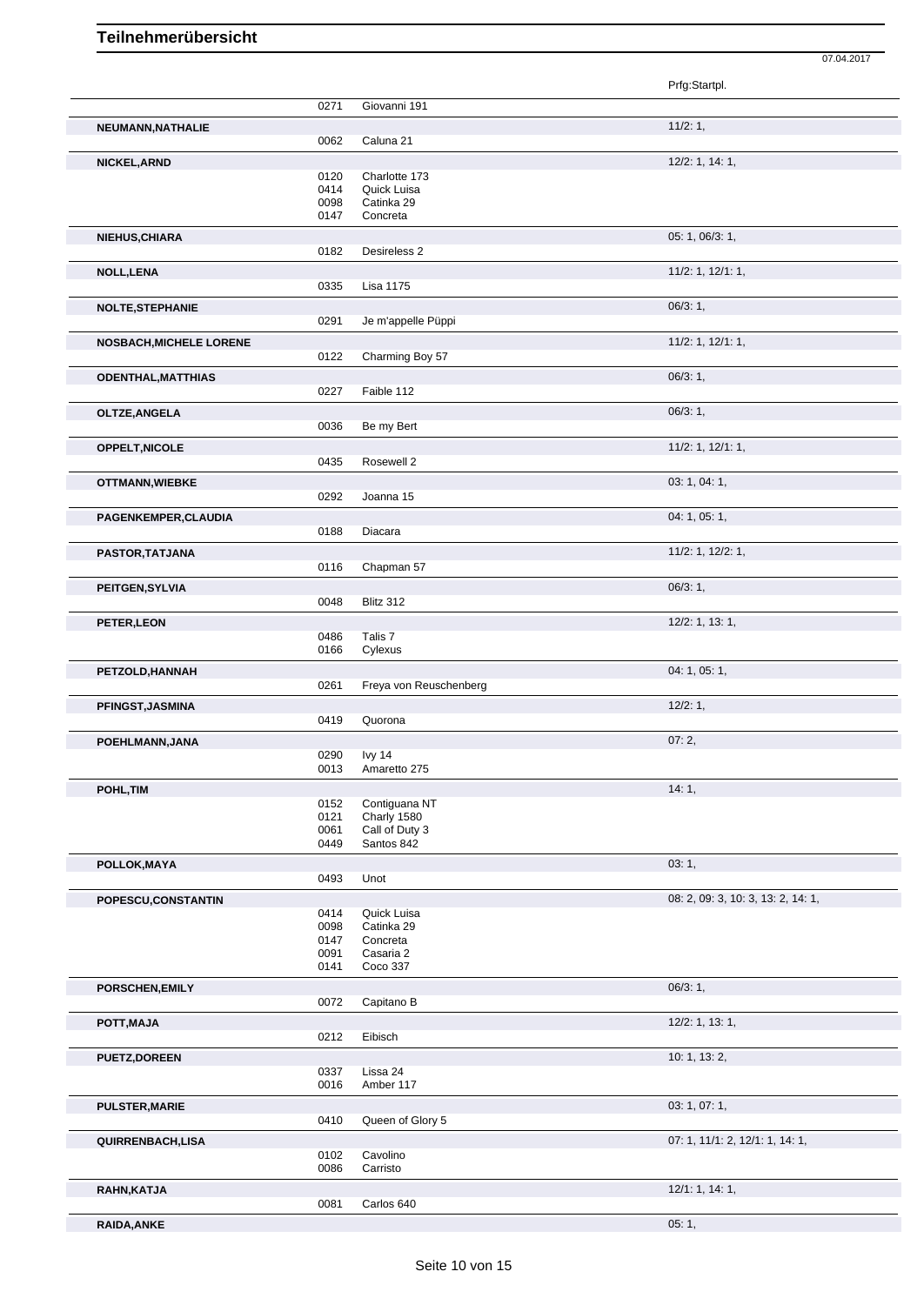# Teilnehmerübersicht

07.04.2017

| Name | Nr. | Pferd | Prfg:Startpl. |
|---|---|---|---|
| | 0271 | Giovanni 191 | |
| NEUMANN,NATHALIE | | | 11/2: 1, |
| | 0062 | Caluna 21 | |
| NICKEL,ARND | | | 12/2: 1, 14: 1, |
| | 0120 | Charlotte 173 | |
| | 0414 | Quick Luisa | |
| | 0098 | Catinka 29 | |
| | 0147 | Concreta | |
| NIEHUS,CHIARA | | | 05: 1, 06/3: 1, |
| | 0182 | Desireless 2 | |
| NOLL,LENA | | | 11/2: 1, 12/1: 1, |
| | 0335 | Lisa 1175 | |
| NOLTE,STEPHANIE | | | 06/3: 1, |
| | 0291 | Je m'appelle Püppi | |
| NOSBACH,MICHELE LORENE | | | 11/2: 1, 12/1: 1, |
| | 0122 | Charming Boy 57 | |
| ODENTHAL,MATTHIAS | | | 06/3: 1, |
| | 0227 | Faible 112 | |
| OLTZE,ANGELA | | | 06/3: 1, |
| | 0036 | Be my Bert | |
| OPPELT,NICOLE | | | 11/2: 1, 12/1: 1, |
| | 0435 | Rosewell 2 | |
| OTTMANN,WIEBKE | | | 03: 1, 04: 1, |
| | 0292 | Joanna 15 | |
| PAGENKEMPER,CLAUDIA | | | 04: 1, 05: 1, |
| | 0188 | Diacara | |
| PASTOR,TATJANA | | | 11/2: 1, 12/2: 1, |
| | 0116 | Chapman 57 | |
| PEITGEN,SYLVIA | | | 06/3: 1, |
| | 0048 | Blitz 312 | |
| PETER,LEON | | | 12/2: 1, 13: 1, |
| | 0486 | Talis 7 | |
| | 0166 | Cylexus | |
| PETZOLD,HANNAH | | | 04: 1, 05: 1, |
| | 0261 | Freya von Reuschenberg | |
| PFINGST,JASMINA | | | 12/2: 1, |
| | 0419 | Quorona | |
| POEHLMANN,JANA | | | 07: 2, |
| | 0290 | Ivy 14 | |
| | 0013 | Amaretto 275 | |
| POHL,TIM | | | 14: 1, |
| | 0152 | Contiguana NT | |
| | 0121 | Charly 1580 | |
| | 0061 | Call of Duty 3 | |
| | 0449 | Santos 842 | |
| POLLOK,MAYA | | | 03: 1, |
| | 0493 | Unot | |
| POPESCU,CONSTANTIN | | | 08: 2, 09: 3, 10: 3, 13: 2, 14: 1, |
| | 0414 | Quick Luisa | |
| | 0098 | Catinka 29 | |
| | 0147 | Concreta | |
| | 0091 | Casaria 2 | |
| | 0141 | Coco 337 | |
| PORSCHEN,EMILY | | | 06/3: 1, |
| | 0072 | Capitano B | |
| POTT,MAJA | | | 12/2: 1, 13: 1, |
| | 0212 | Eibisch | |
| PUETZ,DOREEN | | | 10: 1, 13: 2, |
| | 0337 | Lissa 24 | |
| | 0016 | Amber 117 | |
| PULSTER,MARIE | | | 03: 1, 07: 1, |
| | 0410 | Queen of Glory 5 | |
| QUIRRENBACH,LISA | | | 07: 1, 11/1: 2, 12/1: 1, 14: 1, |
| | 0102 | Cavolino | |
| | 0086 | Carristo | |
| RAHN,KATJA | | | 12/1: 1, 14: 1, |
| | 0081 | Carlos 640 | |
| RAIDA,ANKE | | | 05: 1, |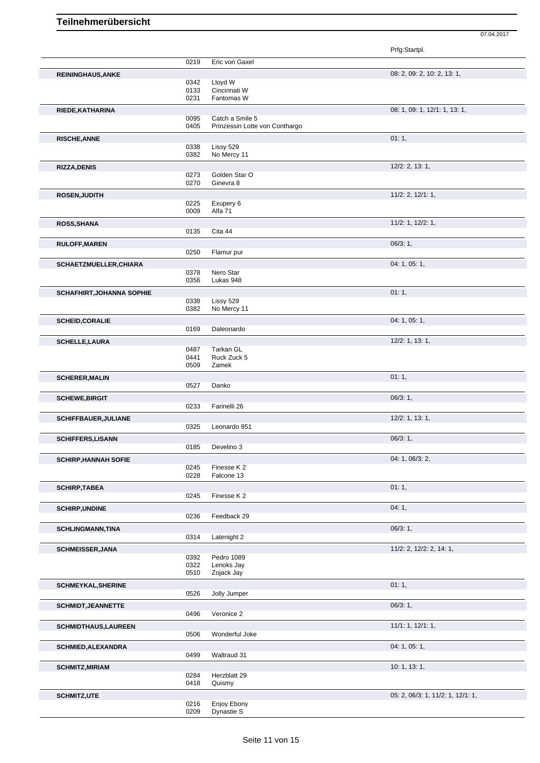# Teilnehmerübersicht

07.04.2017

| Teilnehmer | Nr. | Pferd | Prfg:Startpl. |
|---|---|---|---|
| | 0219 | Eric von Gaxel | |
| **REININGHAUS,ANKE** | | | 08: 2, 09: 2, 10: 2, 13: 1, |
| | 0342 | Lloyd W | |
| | 0133 | Cincinnati W | |
| | 0231 | Fantomas W | |
| **RIEDE,KATHARINA** | | | 08: 1, 09: 1, 12/1: 1, 13: 1, |
| | 0095 | Catch a Smile 5 | |
| | 0405 | Prinzessin Lotte von Conthargo | |
| **RISCHE,ANNE** | | | 01: 1, |
| | 0338 | Lissy 529 | |
| | 0382 | No Mercy 11 | |
| **RIZZA,DENIS** | | | 12/2: 2, 13: 1, |
| | 0273 | Golden Star O | |
| | 0270 | Ginevra 8 | |
| **ROSEN,JUDITH** | | | 11/2: 2, 12/1: 1, |
| | 0225 | Exupery 6 | |
| | 0009 | Alfa 71 | |
| **ROSS,SHANA** | | | 11/2: 1, 12/2: 1, |
| | 0135 | Cita 44 | |
| **RULOFF,MAREN** | | | 06/3: 1, |
| | 0250 | Flamur pur | |
| **SCHAETZMUELLER,CHIARA** | | | 04: 1, 05: 1, |
| | 0378 | Nero Star | |
| | 0356 | Lukas 948 | |
| **SCHAFHIRT,JOHANNA SOPHIE** | | | 01: 1, |
| | 0338 | Lissy 529 | |
| | 0382 | No Mercy 11 | |
| **SCHEID,CORALIE** | | | 04: 1, 05: 1, |
| | 0169 | Daleonardo | |
| **SCHELLE,LAURA** | | | 12/2: 1, 13: 1, |
| | 0487 | Tarkan GL | |
| | 0441 | Ruck Zuck 5 | |
| | 0509 | Zamek | |
| **SCHERER,MALIN** | | | 01: 1, |
| | 0527 | Danko | |
| **SCHEWE,BIRGIT** | | | 06/3: 1, |
| | 0233 | Farinelli 26 | |
| **SCHIFFBAUER,JULIANE** | | | 12/2: 1, 13: 1, |
| | 0325 | Leonardo 851 | |
| **SCHIFFERS,LISANN** | | | 06/3: 1, |
| | 0185 | Develino 3 | |
| **SCHIRP,HANNAH SOFIE** | | | 04: 1, 06/3: 2, |
| | 0245 | Finesse K 2 | |
| | 0228 | Falcone 13 | |
| **SCHIRP,TABEA** | | | 01: 1, |
| | 0245 | Finesse K 2 | |
| **SCHIRP,UNDINE** | | | 04: 1, |
| | 0236 | Feedback 29 | |
| **SCHLINGMANN,TINA** | | | 06/3: 1, |
| | 0314 | Latenight 2 | |
| **SCHMEISSER,JANA** | | | 11/2: 2, 12/2: 2, 14: 1, |
| | 0392 | Pedro 1089 | |
| | 0322 | Lenoks Jay | |
| | 0510 | Zojack Jay | |
| **SCHMEYKAL,SHERINE** | | | 01: 1, |
| | 0526 | Jolly Jumper | |
| **SCHMIDT,JEANNETTE** | | | 06/3: 1, |
| | 0496 | Veronice 2 | |
| **SCHMIDTHAUS,LAUREEN** | | | 11/1: 1, 12/1: 1, |
| | 0506 | Wonderful Joke | |
| **SCHMIED,ALEXANDRA** | | | 04: 1, 05: 1, |
| | 0499 | Waltraud 31 | |
| **SCHMITZ,MIRIAM** | | | 10: 1, 13: 1, |
| | 0284 | Herzblatt 29 | |
| | 0418 | Quismy | |
| **SCHMITZ,UTE** | | | 05: 2, 06/3: 1, 11/2: 1, 12/1: 1, |
| | 0216 | Enjoy Ebony | |
| | 0209 | Dynastie S | |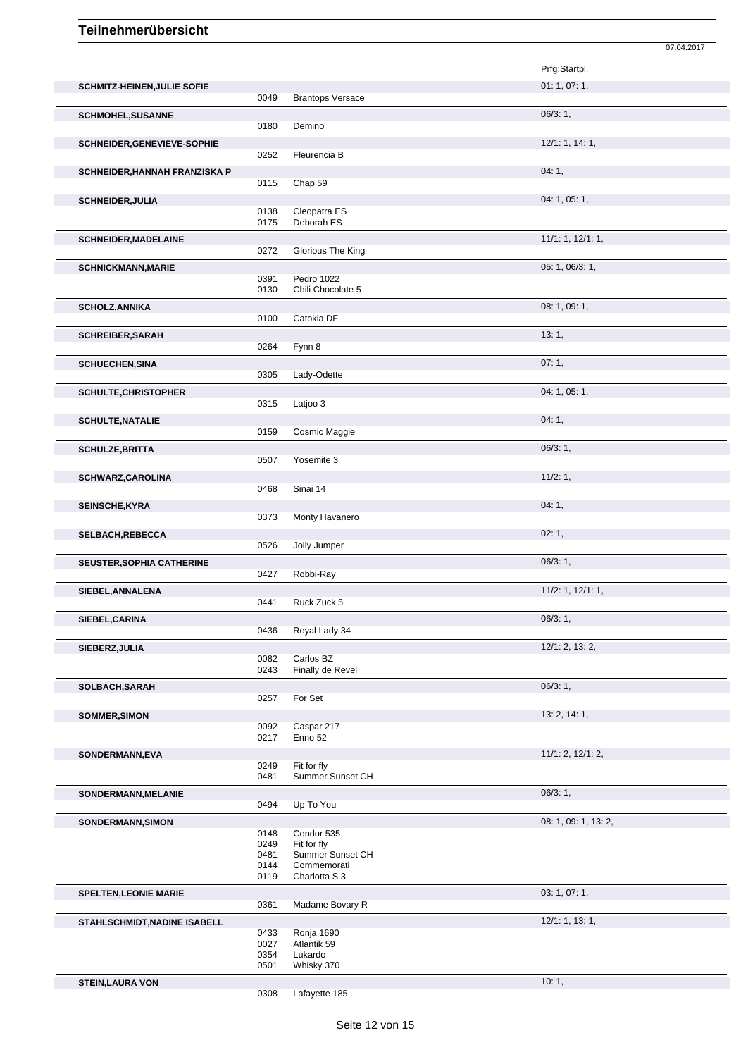# Teilnehmerübersicht

07.04.2017

| Name | Nr. | Pferd | Prfg:Startpl. |
|---|---|---|---|
| **SCHMITZ-HEINEN,JULIE SOFIE** | | | 01: 1, 07: 1, |
| | 0049 | Brantops Versace | |
| **SCHMOHEL,SUSANNE** | | | 06/3: 1, |
| | 0180 | Demino | |
| **SCHNEIDER,GENEVIEVE-SOPHIE** | | | 12/1: 1, 14: 1, |
| | 0252 | Fleurencia B | |
| **SCHNEIDER,HANNAH FRANZISKA P** | | | 04: 1, |
| | 0115 | Chap 59 | |
| **SCHNEIDER,JULIA** | | | 04: 1, 05: 1, |
| | 0138 | Cleopatra ES | |
| | 0175 | Deborah ES | |
| **SCHNEIDER,MADELAINE** | | | 11/1: 1, 12/1: 1, |
| | 0272 | Glorious The King | |
| **SCHNICKMANN,MARIE** | | | 05: 1, 06/3: 1, |
| | 0391 | Pedro 1022 | |
| | 0130 | Chili Chocolate 5 | |
| **SCHOLZ,ANNIKA** | | | 08: 1, 09: 1, |
| | 0100 | Catokia DF | |
| **SCHREIBER,SARAH** | | | 13: 1, |
| | 0264 | Fynn 8 | |
| **SCHUECHEN,SINA** | | | 07: 1, |
| | 0305 | Lady-Odette | |
| **SCHULTE,CHRISTOPHER** | | | 04: 1, 05: 1, |
| | 0315 | Latjoo 3 | |
| **SCHULTE,NATALIE** | | | 04: 1, |
| | 0159 | Cosmic Maggie | |
| **SCHULZE,BRITTA** | | | 06/3: 1, |
| | 0507 | Yosemite 3 | |
| **SCHWARZ,CAROLINA** | | | 11/2: 1, |
| | 0468 | Sinai 14 | |
| **SEINSCHE,KYRA** | | | 04: 1, |
| | 0373 | Monty Havanero | |
| **SELBACH,REBECCA** | | | 02: 1, |
| | 0526 | Jolly Jumper | |
| **SEUSTER,SOPHIA CATHERINE** | | | 06/3: 1, |
| | 0427 | Robbi-Ray | |
| **SIEBEL,ANNALENA** | | | 11/2: 1, 12/1: 1, |
| | 0441 | Ruck Zuck 5 | |
| **SIEBEL,CARINA** | | | 06/3: 1, |
| | 0436 | Royal Lady 34 | |
| **SIEBERZ,JULIA** | | | 12/1: 2, 13: 2, |
| | 0082 | Carlos BZ | |
| | 0243 | Finally de Revel | |
| **SOLBACH,SARAH** | | | 06/3: 1, |
| | 0257 | For Set | |
| **SOMMER,SIMON** | | | 13: 2, 14: 1, |
| | 0092 | Caspar 217 | |
| | 0217 | Enno 52 | |
| **SONDERMANN,EVA** | | | 11/1: 2, 12/1: 2, |
| | 0249 | Fit for fly | |
| | 0481 | Summer Sunset CH | |
| **SONDERMANN,MELANIE** | | | 06/3: 1, |
| | 0494 | Up To You | |
| **SONDERMANN,SIMON** | | | 08: 1, 09: 1, 13: 2, |
| | 0148 | Condor 535 | |
| | 0249 | Fit for fly | |
| | 0481 | Summer Sunset CH | |
| | 0144 | Commemorati | |
| | 0119 | Charlotta S 3 | |
| **SPELTEN,LEONIE MARIE** | | | 03: 1, 07: 1, |
| | 0361 | Madame Bovary R | |
| **STAHLSCHMIDT,NADINE ISABELL** | | | 12/1: 1, 13: 1, |
| | 0433 | Ronja 1690 | |
| | 0027 | Atlantik 59 | |
| | 0354 | Lukardo | |
| | 0501 | Whisky 370 | |
| **STEIN,LAURA VON** | | | 10: 1, |
| | 0308 | Lafayette 185 | |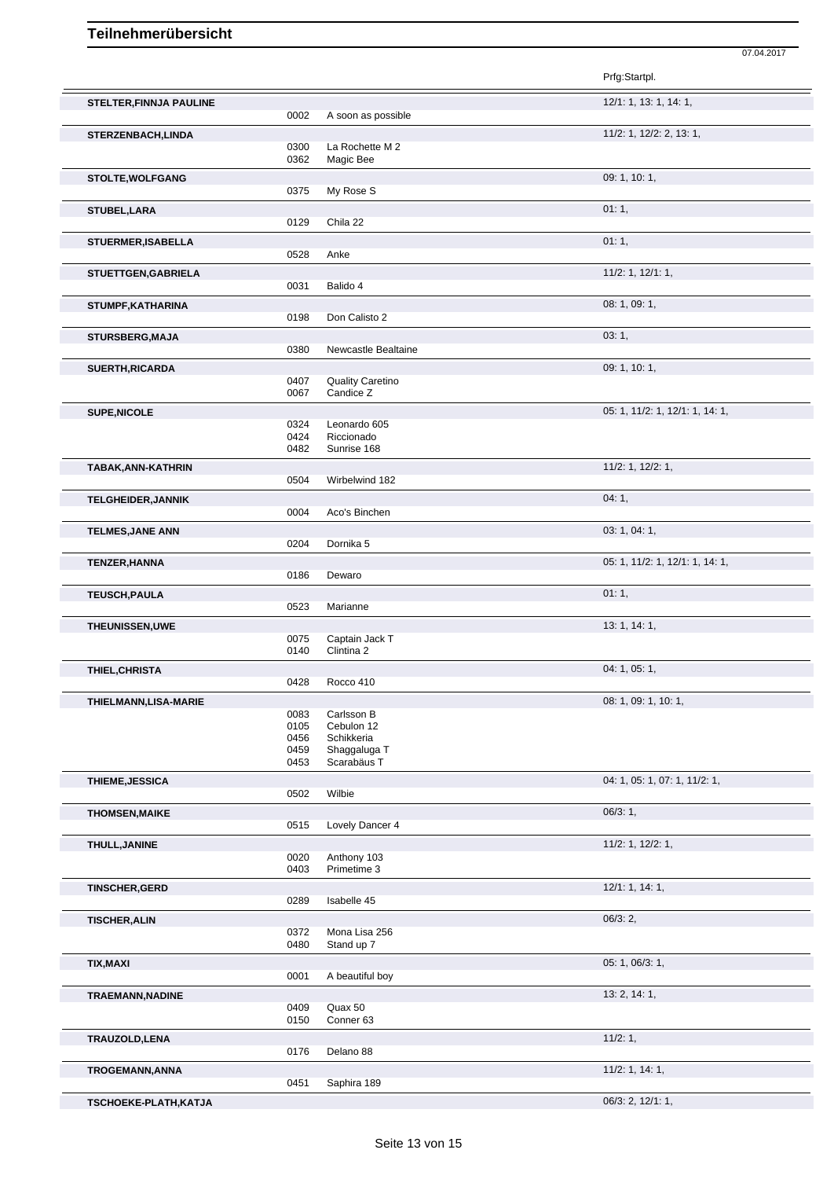# Teilnehmerübersicht

07.04.2017

| Name | Nr. | Pferd | Prfg:Startpl. |
|---|---|---|---|
| **STELTER,FINNJA PAULINE** | | | 12/1: 1, 13: 1, 14: 1, |
| | 0002 | A soon as possible | |
| **STERZENBACH,LINDA** | | | 11/2: 1, 12/2: 2, 13: 1, |
| | 0300 | La Rochette M 2 | |
| | 0362 | Magic Bee | |
| **STOLTE,WOLFGANG** | | | 09: 1, 10: 1, |
| | 0375 | My Rose S | |
| **STUBEL,LARA** | | | 01: 1, |
| | 0129 | Chila 22 | |
| **STUERMER,ISABELLA** | | | 01: 1, |
| | 0528 | Anke | |
| **STUETTGEN,GABRIELA** | | | 11/2: 1, 12/1: 1, |
| | 0031 | Balido 4 | |
| **STUMPF,KATHARINA** | | | 08: 1, 09: 1, |
| | 0198 | Don Calisto 2 | |
| **STURSBERG,MAJA** | | | 03: 1, |
| | 0380 | Newcastle Bealtaine | |
| **SUERTH,RICARDA** | | | 09: 1, 10: 1, |
| | 0407 | Quality Caretino | |
| | 0067 | Candice Z | |
| **SUPE,NICOLE** | | | 05: 1, 11/2: 1, 12/1: 1, 14: 1, |
| | 0324 | Leonardo 605 | |
| | 0424 | Riccionado | |
| | 0482 | Sunrise 168 | |
| **TABAK,ANN-KATHRIN** | | | 11/2: 1, 12/2: 1, |
| | 0504 | Wirbelwind 182 | |
| **TELGHEIDER,JANNIK** | | | 04: 1, |
| | 0004 | Aco's Binchen | |
| **TELMES,JANE ANN** | | | 03: 1, 04: 1, |
| | 0204 | Dornika 5 | |
| **TENZER,HANNA** | | | 05: 1, 11/2: 1, 12/1: 1, 14: 1, |
| | 0186 | Dewaro | |
| **TEUSCH,PAULA** | | | 01: 1, |
| | 0523 | Marianne | |
| **THEUNISSEN,UWE** | | | 13: 1, 14: 1, |
| | 0075 | Captain Jack T | |
| | 0140 | Clintina 2 | |
| **THIEL,CHRISTA** | | | 04: 1, 05: 1, |
| | 0428 | Rocco 410 | |
| **THIELMANN,LISA-MARIE** | | | 08: 1, 09: 1, 10: 1, |
| | 0083 | Carlsson B | |
| | 0105 | Cebulon 12 | |
| | 0456 | Schikkeria | |
| | 0459 | Shaggaluga T | |
| | 0453 | Scarabäus T | |
| **THIEME,JESSICA** | | | 04: 1, 05: 1, 07: 1, 11/2: 1, |
| | 0502 | Wilbie | |
| **THOMSEN,MAIKE** | | | 06/3: 1, |
| | 0515 | Lovely Dancer 4 | |
| **THULL,JANINE** | | | 11/2: 1, 12/2: 1, |
| | 0020 | Anthony 103 | |
| | 0403 | Primetime 3 | |
| **TINSCHER,GERD** | | | 12/1: 1, 14: 1, |
| | 0289 | Isabelle 45 | |
| **TISCHER,ALIN** | | | 06/3: 2, |
| | 0372 | Mona Lisa 256 | |
| | 0480 | Stand up 7 | |
| **TIX,MAXI** | | | 05: 1, 06/3: 1, |
| | 0001 | A beautiful boy | |
| **TRAEMANN,NADINE** | | | 13: 2, 14: 1, |
| | 0409 | Quax 50 | |
| | 0150 | Conner 63 | |
| **TRAUZOLD,LENA** | | | 11/2: 1, |
| | 0176 | Delano 88 | |
| **TROGEMANN,ANNA** | | | 11/2: 1, 14: 1, |
| | 0451 | Saphira 189 | |
| **TSCHOEKE-PLATH,KATJA** | | | 06/3: 2, 12/1: 1, |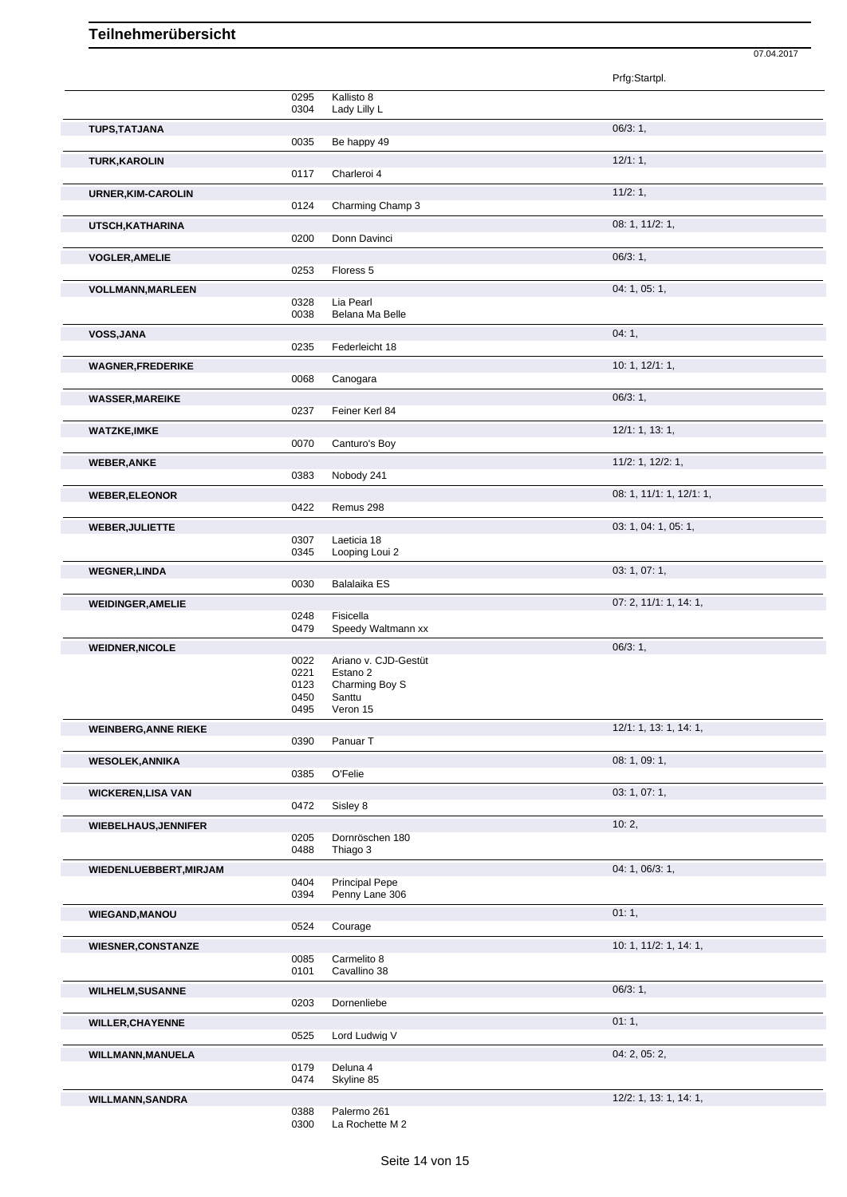# Teilnehmerübersicht

07.04.2017

| Name | Nr. | Pferd | Prfg:Startpl. |
|---|---|---|---|
| | 0295 | Kallisto 8 | |
| | 0304 | Lady Lilly L | |
| **TUPS,TATJANA** | | | 06/3: 1, |
| | 0035 | Be happy 49 | |
| **TURK,KAROLIN** | | | 12/1: 1, |
| | 0117 | Charleroi 4 | |
| **URNER,KIM-CAROLIN** | | | 11/2: 1, |
| | 0124 | Charming Champ 3 | |
| **UTSCH,KATHARINA** | | | 08: 1, 11/2: 1, |
| | 0200 | Donn Davinci | |
| **VOGLER,AMELIE** | | | 06/3: 1, |
| | 0253 | Floress 5 | |
| **VOLLMANN,MARLEEN** | | | 04: 1, 05: 1, |
| | 0328 | Lia Pearl | |
| | 0038 | Belana Ma Belle | |
| **VOSS,JANA** | | | 04: 1, |
| | 0235 | Federleicht 18 | |
| **WAGNER,FREDERIKE** | | | 10: 1, 12/1: 1, |
| | 0068 | Canogara | |
| **WASSER,MAREIKE** | | | 06/3: 1, |
| | 0237 | Feiner Kerl 84 | |
| **WATZKE,IMKE** | | | 12/1: 1, 13: 1, |
| | 0070 | Canturo's Boy | |
| **WEBER,ANKE** | | | 11/2: 1, 12/2: 1, |
| | 0383 | Nobody 241 | |
| **WEBER,ELEONOR** | | | 08: 1, 11/1: 1, 12/1: 1, |
| | 0422 | Remus 298 | |
| **WEBER,JULIETTE** | | | 03: 1, 04: 1, 05: 1, |
| | 0307 | Laeticia 18 | |
| | 0345 | Looping Loui 2 | |
| **WEGNER,LINDA** | | | 03: 1, 07: 1, |
| | 0030 | Balalaika ES | |
| **WEIDINGER,AMELIE** | | | 07: 2, 11/1: 1, 14: 1, |
| | 0248 | Fisicella | |
| | 0479 | Speedy Waltmann xx | |
| **WEIDNER,NICOLE** | | | 06/3: 1, |
| | 0022 | Ariano v. CJD-Gestüt | |
| | 0221 | Estano 2 | |
| | 0123 | Charming Boy S | |
| | 0450 | Santtu | |
| | 0495 | Veron 15 | |
| **WEINBERG,ANNE RIEKE** | | | 12/1: 1, 13: 1, 14: 1, |
| | 0390 | Panuar T | |
| **WESOLEK,ANNIKA** | | | 08: 1, 09: 1, |
| | 0385 | O'Felie | |
| **WICKEREN,LISA VAN** | | | 03: 1, 07: 1, |
| | 0472 | Sisley 8 | |
| **WIEBELHAUS,JENNIFER** | | | 10: 2, |
| | 0205 | Dornröschen 180 | |
| | 0488 | Thiago 3 | |
| **WIEDENLUEBBERT,MIRJAM** | | | 04: 1, 06/3: 1, |
| | 0404 | Principal Pepe | |
| | 0394 | Penny Lane 306 | |
| **WIEGAND,MANOU** | | | 01: 1, |
| | 0524 | Courage | |
| **WIESNER,CONSTANZE** | | | 10: 1, 11/2: 1, 14: 1, |
| | 0085 | Carmelito 8 | |
| | 0101 | Cavallino 38 | |
| **WILHELM,SUSANNE** | | | 06/3: 1, |
| | 0203 | Dornenliebe | |
| **WILLER,CHAYENNE** | | | 01: 1, |
| | 0525 | Lord Ludwig V | |
| **WILLMANN,MANUELA** | | | 04: 2, 05: 2, |
| | 0179 | Deluna 4 | |
| | 0474 | Skyline 85 | |
| **WILLMANN,SANDRA** | | | 12/2: 1, 13: 1, 14: 1, |
| | 0388 | Palermo 261 | |
| | 0300 | La Rochette M 2 | |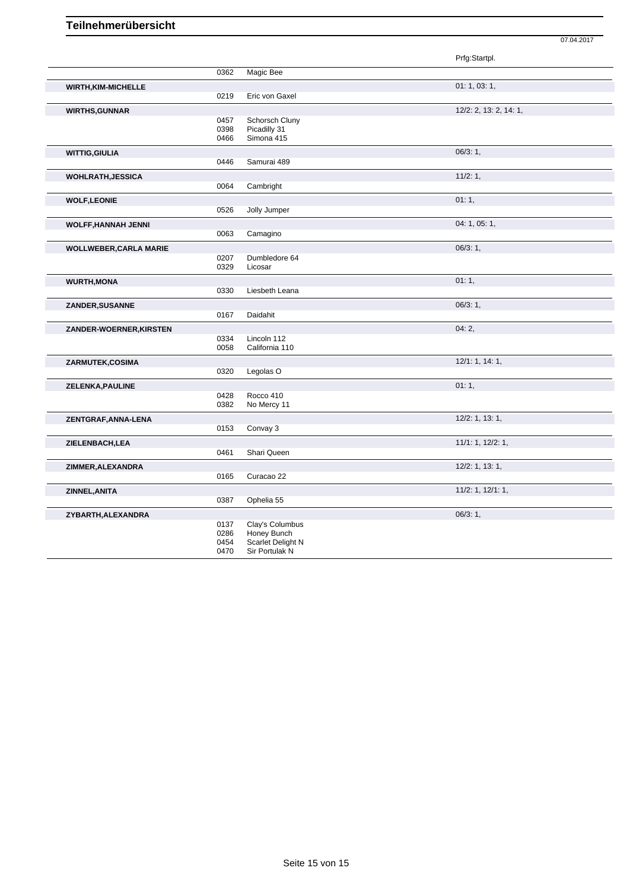## Teilnehmerübersicht

07.04.2017

| | | | Prfg:Startpl. |
|---|---|---|---|
| | 0362 | Magic Bee | |
| **WIRTH,KIM-MICHELLE** | | | 01: 1, 03: 1, |
| | 0219 | Eric von Gaxel | |
| **WIRTHS,GUNNAR** | | | 12/2: 2, 13: 2, 14: 1, |
| | 0457 | Schorsch Cluny | |
| | 0398 | Picadilly 31 | |
| | 0466 | Simona 415 | |
| **WITTIG,GIULIA** | | | 06/3: 1, |
| | 0446 | Samurai 489 | |
| **WOHLRATH,JESSICA** | | | 11/2: 1, |
| | 0064 | Cambright | |
| **WOLF,LEONIE** | | | 01: 1, |
| | 0526 | Jolly Jumper | |
| **WOLFF,HANNAH JENNI** | | | 04: 1, 05: 1, |
| | 0063 | Camagino | |
| **WOLLWEBER,CARLA MARIE** | | | 06/3: 1, |
| | 0207 | Dumbledore 64 | |
| | 0329 | Licosar | |
| **WURTH,MONA** | | | 01: 1, |
| | 0330 | Liesbeth Leana | |
| **ZANDER,SUSANNE** | | | 06/3: 1, |
| | 0167 | Daidahit | |
| **ZANDER-WOERNER,KIRSTEN** | | | 04: 2, |
| | 0334 | Lincoln 112 | |
| | 0058 | California 110 | |
| **ZARMUTEK,COSIMA** | | | 12/1: 1, 14: 1, |
| | 0320 | Legolas O | |
| **ZELENKA,PAULINE** | | | 01: 1, |
| | 0428 | Rocco 410 | |
| | 0382 | No Mercy 11 | |
| **ZENTGRAF,ANNA-LENA** | | | 12/2: 1, 13: 1, |
| | 0153 | Convay 3 | |
| **ZIELENBACH,LEA** | | | 11/1: 1, 12/2: 1, |
| | 0461 | Shari Queen | |
| **ZIMMER,ALEXANDRA** | | | 12/2: 1, 13: 1, |
| | 0165 | Curacao 22 | |
| **ZINNEL,ANITA** | | | 11/2: 1, 12/1: 1, |
| | 0387 | Ophelia 55 | |
| **ZYBARTH,ALEXANDRA** | | | 06/3: 1, |
| | 0137 | Clay's Columbus | |
| | 0286 | Honey Bunch | |
| | 0454 | Scarlet Delight N | |
| | 0470 | Sir Portulak N | |